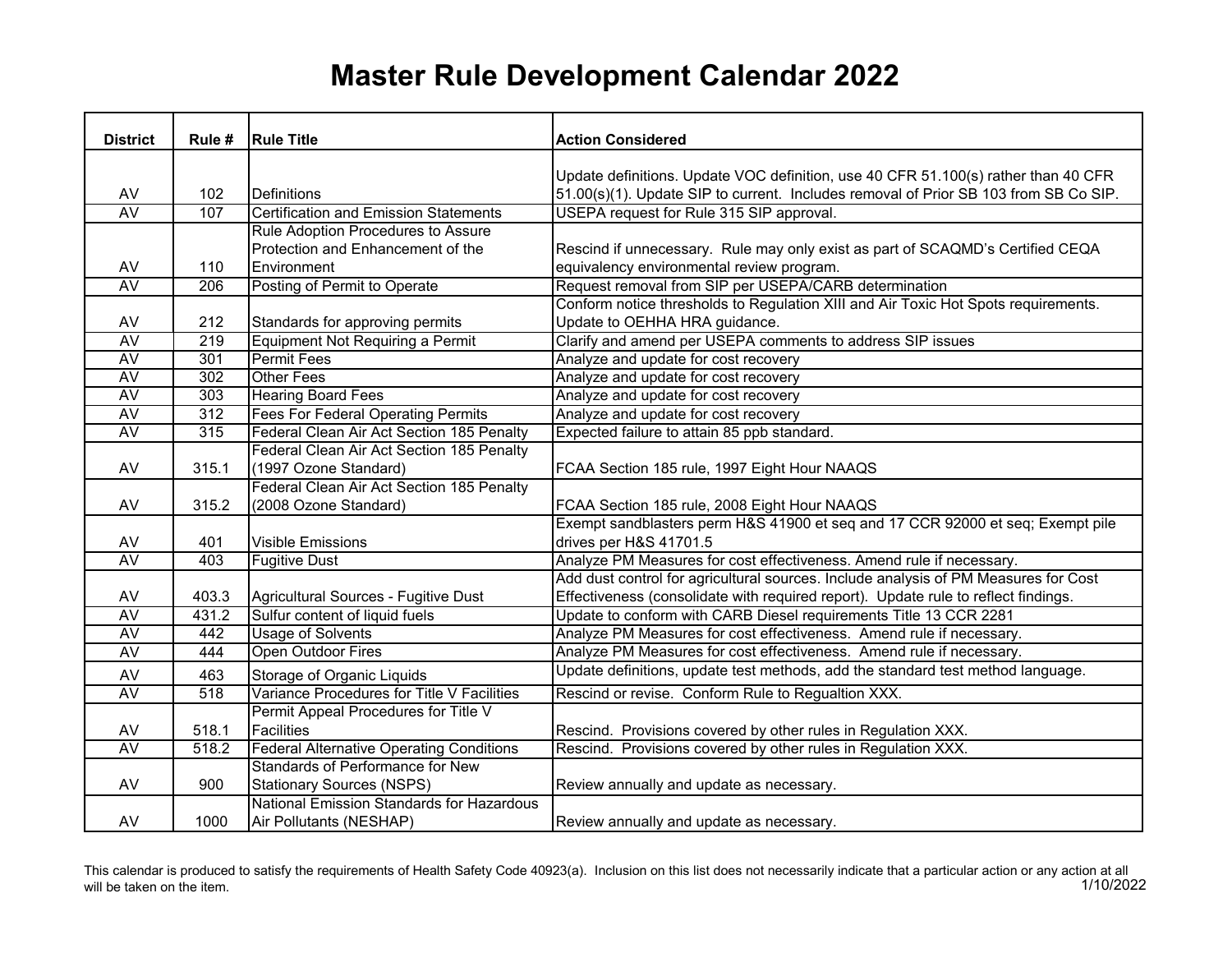# Master Rule Development Calendar 2022

| District | Rule # | Rule Title | Action Considered |
|---|---|---|---|
| AV | 102 | Definitions | Update definitions. Update VOC definition, use 40 CFR 51.100(s) rather than 40 CFR 51.00(s)(1). Update SIP to current. Includes removal of Prior SB 103 from SB Co SIP. |
| AV | 107 | Certification and Emission Statements | USEPA request for Rule 315 SIP approval. |
| AV | 110 | Rule Adoption Procedures to Assure Protection and Enhancement of the Environment | Rescind if unnecessary. Rule may only exist as part of SCAQMD's Certified CEQA equivalency environmental review program. |
| AV | 206 | Posting of Permit to Operate | Request removal from SIP per USEPA/CARB determination |
| AV | 212 | Standards for approving permits | Conform notice thresholds to Regulation XIII and Air Toxic Hot Spots requirements. Update to OEHHA HRA guidance. |
| AV | 219 | Equipment Not Requiring a Permit | Clarify and amend per USEPA comments to address SIP issues |
| AV | 301 | Permit Fees | Analyze and update for cost recovery |
| AV | 302 | Other Fees | Analyze and update for cost recovery |
| AV | 303 | Hearing Board Fees | Analyze and update for cost recovery |
| AV | 312 | Fees For Federal Operating Permits | Analyze and update for cost recovery |
| AV | 315 | Federal Clean Air Act Section 185 Penalty | Expected failure to attain 85 ppb standard. |
| AV | 315.1 | Federal Clean Air Act Section 185 Penalty (1997 Ozone Standard) | FCAA Section 185 rule, 1997 Eight Hour NAAQS |
| AV | 315.2 | Federal Clean Air Act Section 185 Penalty (2008 Ozone Standard) | FCAA Section 185 rule, 2008 Eight Hour NAAQS |
| AV | 401 | Visible Emissions | Exempt sandblasters perm H&S 41900 et seq and 17 CCR 92000 et seq; Exempt pile drives per H&S 41701.5 |
| AV | 403 | Fugitive Dust | Analyze PM Measures for cost effectiveness. Amend rule if necessary. |
| AV | 403.3 | Agricultural Sources - Fugitive Dust | Add dust control for agricultural sources. Include analysis of PM Measures for Cost Effectiveness (consolidate with required report). Update rule to reflect findings. |
| AV | 431.2 | Sulfur content of liquid fuels | Update to conform with CARB Diesel requirements Title 13 CCR 2281 |
| AV | 442 | Usage of Solvents | Analyze PM Measures for cost effectiveness. Amend rule if necessary. |
| AV | 444 | Open Outdoor Fires | Analyze PM Measures for cost effectiveness. Amend rule if necessary. |
| AV | 463 | Storage of Organic Liquids | Update definitions, update test methods, add the standard test method language. |
| AV | 518 | Variance Procedures for Title V Facilities | Rescind or revise. Conform Rule to Regualtion XXX. |
| AV | 518.1 | Permit Appeal Procedures for Title V Facilities | Rescind. Provisions covered by other rules in Regulation XXX. |
| AV | 518.2 | Federal Alternative Operating Conditions | Rescind. Provisions covered by other rules in Regulation XXX. |
| AV | 900 | Standards of Performance for New Stationary Sources (NSPS) | Review annually and update as necessary. |
| AV | 1000 | National Emission Standards for Hazardous Air Pollutants (NESHAP) | Review annually and update as necessary. |

This calendar is produced to satisfy the requirements of Health Safety Code 40923(a). Inclusion on this list does not necessarily indicate that a particular action or any action at all will be taken on the item.

1/10/2022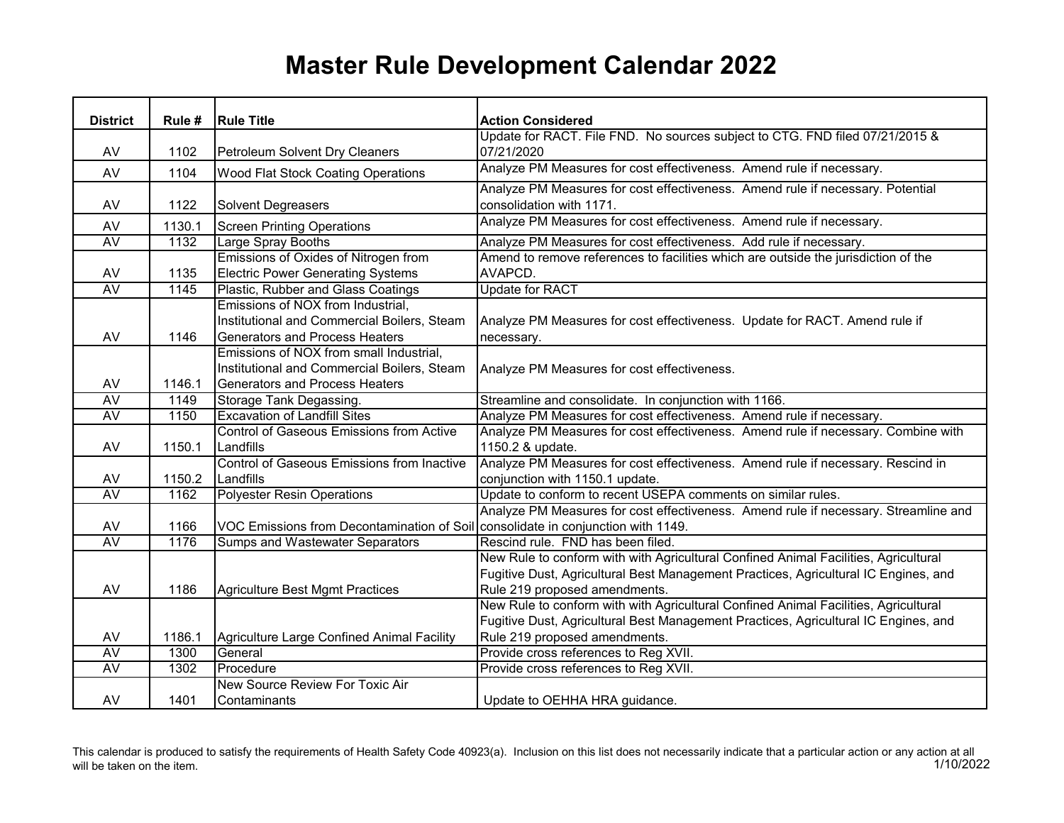# Master Rule Development Calendar 2022

| District | Rule # | Rule Title | Action Considered |
|---|---|---|---|
| AV | 1102 | Petroleum Solvent Dry Cleaners | Update for RACT. File FND. No sources subject to CTG. FND filed 07/21/2015 & 07/21/2020 |
| AV | 1104 | Wood Flat Stock Coating Operations | Analyze PM Measures for cost effectiveness. Amend rule if necessary. |
| AV | 1122 | Solvent Degreasers | Analyze PM Measures for cost effectiveness. Amend rule if necessary. Potential consolidation with 1171. |
| AV | 1130.1 | Screen Printing Operations | Analyze PM Measures for cost effectiveness. Amend rule if necessary. |
| AV | 1132 | Large Spray Booths | Analyze PM Measures for cost effectiveness. Add rule if necessary. |
| AV | 1135 | Emissions of Oxides of Nitrogen from Electric Power Generating Systems | Amend to remove references to facilities which are outside the jurisdiction of the AVAPCD. |
| AV | 1145 | Plastic, Rubber and Glass Coatings | Update for RACT |
| AV | 1146 | Emissions of NOX from Industrial, Institutional and Commercial Boilers, Steam Generators and Process Heaters | Analyze PM Measures for cost effectiveness. Update for RACT. Amend rule if necessary. |
| AV | 1146.1 | Emissions of NOX from small Industrial, Institutional and Commercial Boilers, Steam Generators and Process Heaters | Analyze PM Measures for cost effectiveness. |
| AV | 1149 | Storage Tank Degassing. | Streamline and consolidate. In conjunction with 1166. |
| AV | 1150 | Excavation of Landfill Sites | Analyze PM Measures for cost effectiveness. Amend rule if necessary. |
| AV | 1150.1 | Control of Gaseous Emissions from Active Landfills | Analyze PM Measures for cost effectiveness. Amend rule if necessary. Combine with 1150.2 & update. |
| AV | 1150.2 | Control of Gaseous Emissions from Inactive Landfills | Analyze PM Measures for cost effectiveness. Amend rule if necessary. Rescind in conjunction with 1150.1 update. |
| AV | 1162 | Polyester Resin Operations | Update to conform to recent USEPA comments on similar rules. |
| AV | 1166 | VOC Emissions from Decontamination of Soil | Analyze PM Measures for cost effectiveness. Amend rule if necessary. Streamline and consolidate in conjunction with 1149. |
| AV | 1176 | Sumps and Wastewater Separators | Rescind rule. FND has been filed. |
| AV | 1186 | Agriculture Best Mgmt Practices | New Rule to conform with with Agricultural Confined Animal Facilities, Agricultural Fugitive Dust, Agricultural Best Management Practices, Agricultural IC Engines, and Rule 219 proposed amendments. |
| AV | 1186.1 | Agriculture Large Confined Animal Facility | New Rule to conform with with Agricultural Confined Animal Facilities, Agricultural Fugitive Dust, Agricultural Best Management Practices, Agricultural IC Engines, and Rule 219 proposed amendments. |
| AV | 1300 | General | Provide cross references to Reg XVII. |
| AV | 1302 | Procedure | Provide cross references to Reg XVII. |
| AV | 1401 | New Source Review For Toxic Air Contaminants | Update to OEHHA HRA guidance. |

This calendar is produced to satisfy the requirements of Health Safety Code 40923(a). Inclusion on this list does not necessarily indicate that a particular action or any action at all will be taken on the item.

1/10/2022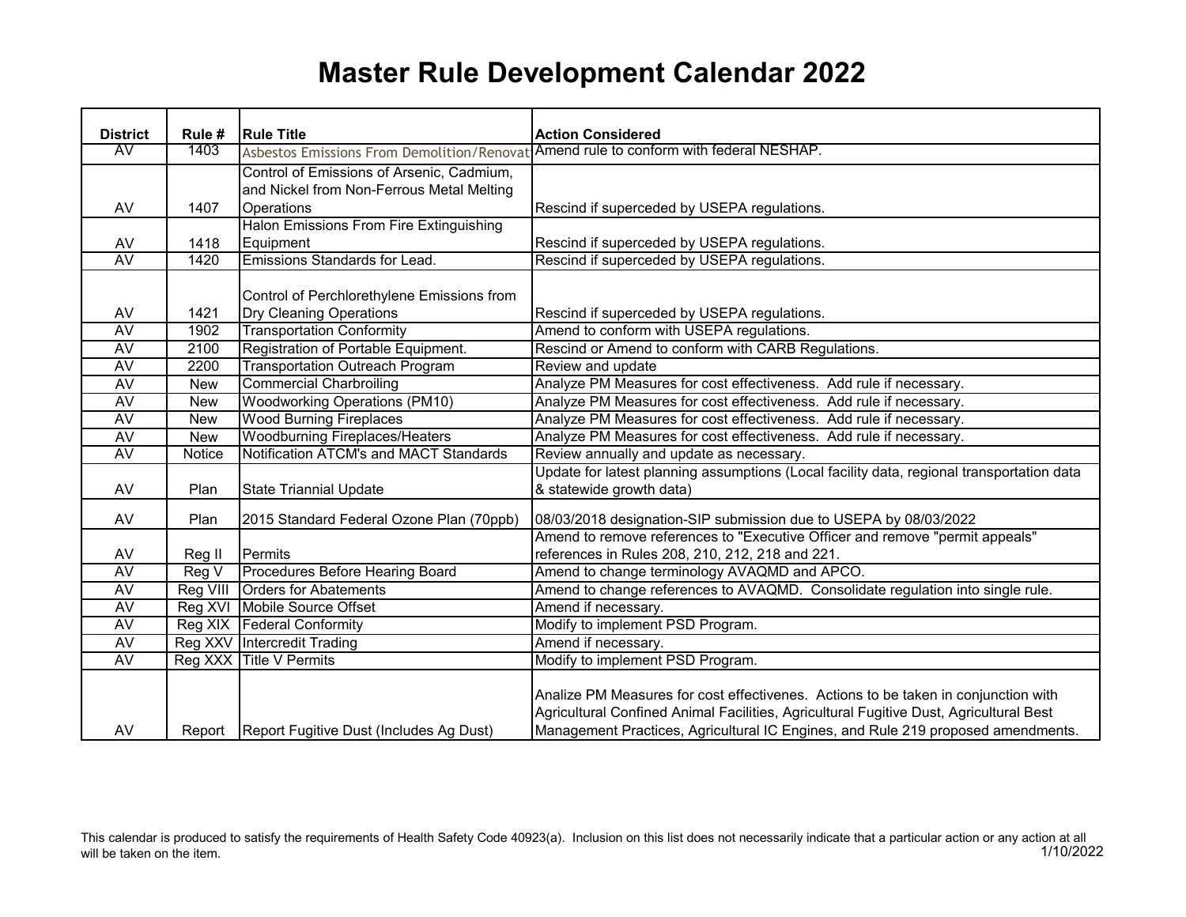# Master Rule Development Calendar 2022

| District | Rule # | Rule Title | Action Considered |
|---|---|---|---|
| AV | 1403 | Asbestos Emissions From Demolition/Renovat | Amend rule to conform with federal NESHAP. |
| AV | 1407 | Control of Emissions of Arsenic, Cadmium, and Nickel from Non-Ferrous Metal Melting Operations | Rescind if superceded by USEPA regulations. |
| AV | 1418 | Halon Emissions From Fire Extinguishing Equipment | Rescind if superceded by USEPA regulations. |
| AV | 1420 | Emissions Standards for Lead. | Rescind if superceded by USEPA regulations. |
| AV | 1421 | Control of Perchlorethylene Emissions from Dry Cleaning Operations | Rescind if superceded by USEPA regulations. |
| AV | 1902 | Transportation Conformity | Amend to conform with USEPA regulations. |
| AV | 2100 | Registration of Portable Equipment. | Rescind or Amend to conform with CARB Regulations. |
| AV | 2200 | Transportation Outreach Program | Review and update |
| AV | New | Commercial Charbroiling | Analyze PM Measures for cost effectiveness. Add rule if necessary. |
| AV | New | Woodworking Operations (PM10) | Analyze PM Measures for cost effectiveness. Add rule if necessary. |
| AV | New | Wood Burning Fireplaces | Analyze PM Measures for cost effectiveness. Add rule if necessary. |
| AV | New | Woodburning Fireplaces/Heaters | Analyze PM Measures for cost effectiveness. Add rule if necessary. |
| AV | Notice | Notification ATCM's and MACT Standards | Review annually and update as necessary. |
| AV | Plan | State Triannial Update | Update for latest planning assumptions (Local facility data, regional transportation data & statewide growth data) |
| AV | Plan | 2015 Standard Federal Ozone Plan (70ppb) | 08/03/2018 designation-SIP submission due to USEPA by 08/03/2022 |
| AV | Reg II | Permits | Amend to remove references to "Executive Officer and remove "permit appeals" references in Rules 208, 210, 212, 218 and 221. |
| AV | Reg V | Procedures Before Hearing Board | Amend to change terminology AVAQMD and APCO. |
| AV | Reg VIII | Orders for Abatements | Amend to change references to AVAQMD. Consolidate regulation into single rule. |
| AV | Reg XVI | Mobile Source Offset | Amend if necessary. |
| AV | Reg XIX | Federal Conformity | Modify to implement PSD Program. |
| AV | Reg XXV | Intercredit Trading | Amend if necessary. |
| AV | Reg XXX | Title V Permits | Modify to implement PSD Program. |
| AV | Report | Report Fugitive Dust (Includes Ag Dust) | Analize PM Measures for cost effectivenes. Actions to be taken in conjunction with Agricultural Confined Animal Facilities, Agricultural Fugitive Dust, Agricultural Best Management Practices, Agricultural IC Engines, and Rule 219 proposed amendments. |

This calendar is produced to satisfy the requirements of Health Safety Code 40923(a). Inclusion on this list does not necessarily indicate that a particular action or any action at all will be taken on the item.

1/10/2022